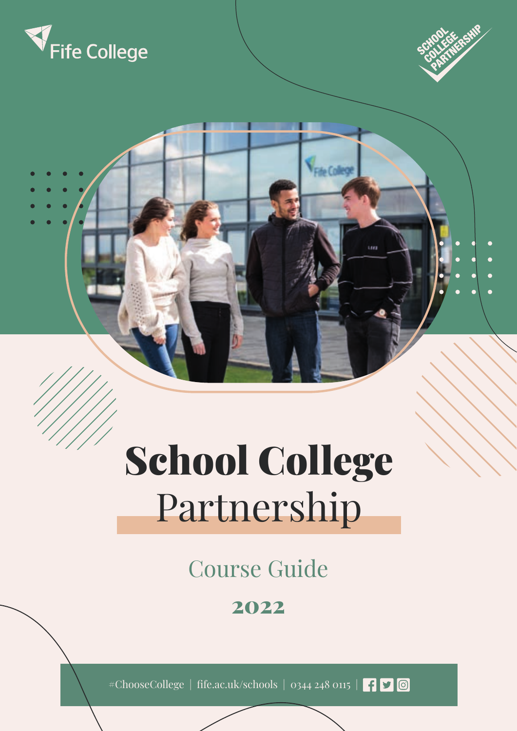Fife College

SCHOOL COLLEGE PARTNERSHIP

# School College Partnership

## Course Guide

**2022**

#ChooseCollege | fife.ac.uk/schools | 0344 248 0115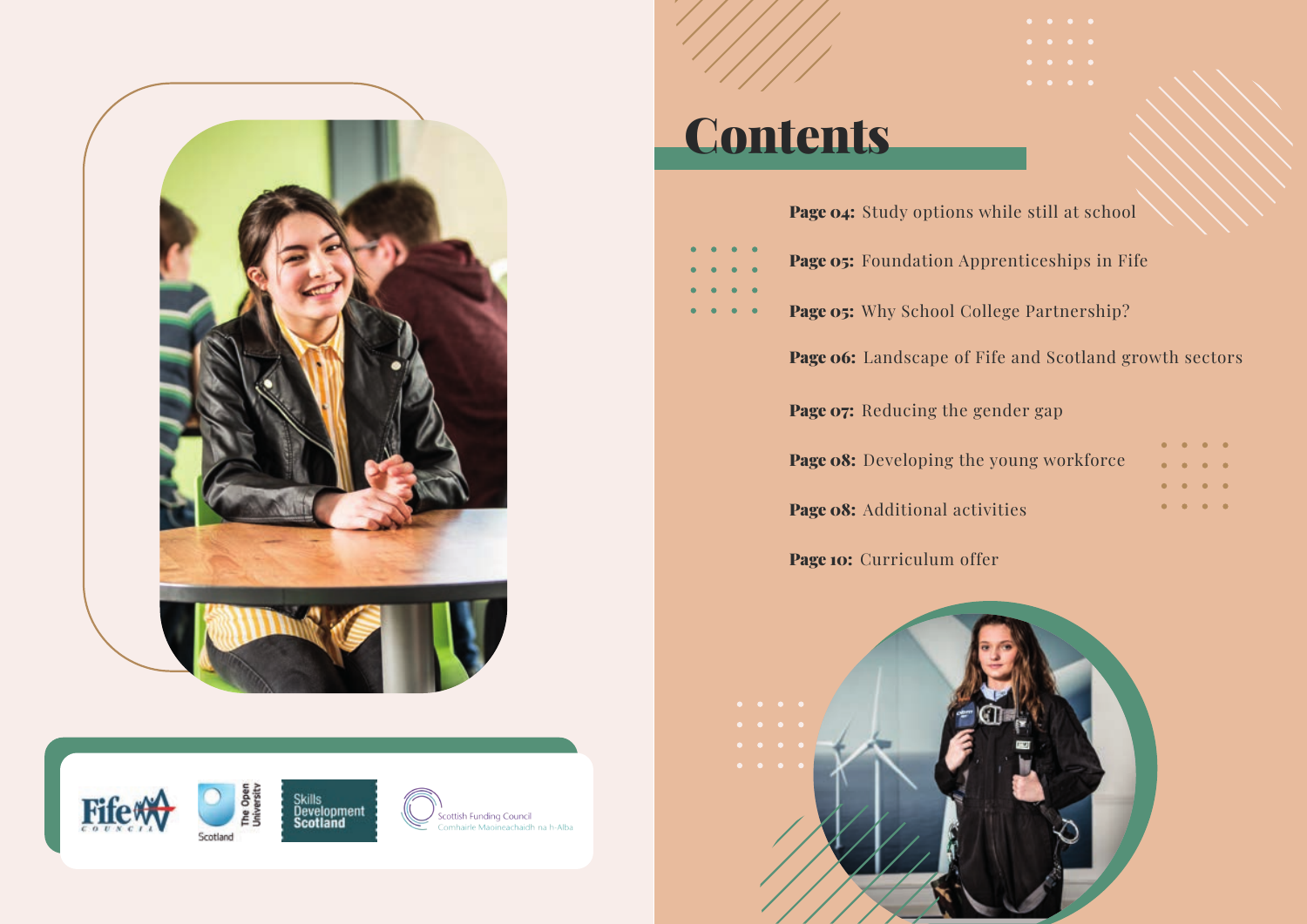# Contents

**Page 04:** Study options while still at school

**Page 05:** Foundation Apprenticeships in Fife

**Page 05:** Why School College Partnership?

**Page 06:** Landscape of Fife and Scotland growth sectors

**Page 07:** Reducing the gender gap

**Page 08:** Developing the young workforce

**Page 08:** Additional activities

**Page 10:** Curriculum offer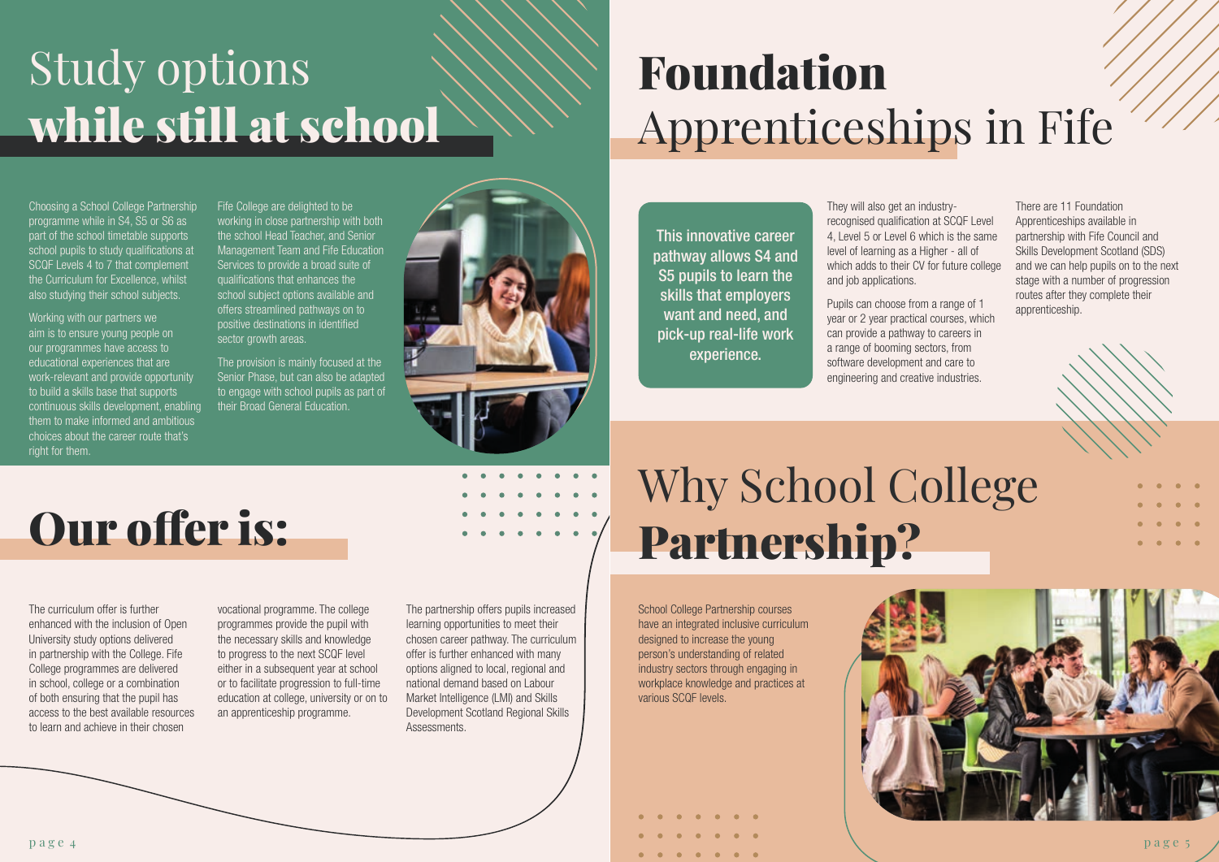# Study options **while still at school**

Choosing a School College Partnership programme while in S4, S5 or S6 as part of the school timetable supports school pupils to study qualifications at SCQF Levels 4 to 7 that complement the Curriculum for Excellence, whilst also studying their school subjects.

Working with our partners we aim is to ensure young people on our programmes have access to educational experiences that are work-relevant and provide opportunity to build a skills base that supports continuous skills development, enabling them to make informed and ambitious choices about the career route that's right for them.

Fife College are delighted to be working in close partnership with both the school Head Teacher, and Senior Management Team and Fife Education Services to provide a broad suite of qualifications that enhances the school subject options available and offers streamlined pathways on to positive destinations in identified sector growth areas.

The provision is mainly focused at the Senior Phase, but can also be adapted to engage with school pupils as part of their Broad General Education.

# Our offer is:

The curriculum offer is further enhanced with the inclusion of Open University study options delivered in partnership with the College. Fife College programmes are delivered in school, college or a combination of both ensuring that the pupil has access to the best available resources to learn and achieve in their chosen vocational programme. The college programmes provide the pupil with the necessary skills and knowledge to progress to the next SCQF level either in a subsequent year at school or to facilitate progression to full-time education at college, university or on to an apprenticeship programme.

The partnership offers pupils increased learning opportunities to meet their chosen career pathway. The curriculum offer is further enhanced with many options aligned to local, regional and national demand based on Labour Market Intelligence (LMI) and Skills Development Scotland Regional Skills Assessments.

# **Foundation** Apprenticeships in Fife

**This innovative career pathway allows S4 and S5 pupils to learn the skills that employers want and need, and pick-up real-life work experience.**

They will also get an industry-recognised qualification at SCQF Level 4, Level 5 or Level 6 which is the same level of learning as a Higher - all of which adds to their CV for future college and job applications.

Pupils can choose from a range of 1 year or 2 year practical courses, which can provide a pathway to careers in a range of booming sectors, from software development and care to engineering and creative industries.

There are 11 Foundation Apprenticeships available in partnership with Fife Council and Skills Development Scotland (SDS) and we can help pupils on to the next stage with a number of progression routes after they complete their apprenticeship.

# Why School College **Partnership?**

School College Partnership courses have an integrated inclusive curriculum designed to increase the young person's understanding of related industry sectors through engaging in workplace knowledge and practices at various SCQF levels.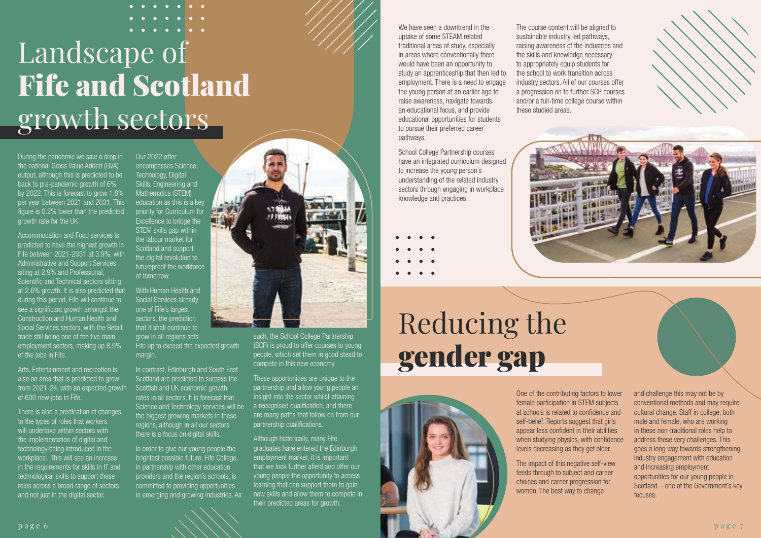# Landscape of **Fife and Scotland** growth sectors

During the pandemic we saw a drop in the national Gross Value Added (GVA) output, although this is predicted to be back to pre-pandemic growth of 6% by 2022. This is forecast to grow 1.8% per year between 2021 and 2031. This figure is 0.2% lower than the predicted growth rate for the UK.

Accommodation and Food services is predicted to have the highest growth in Fife between 2021-2031 at 3.9%, with Administrative and Support Services siting at 2.9% and Professional, Scientific and Technical sectors sitting at 2.6% growth. It is also predicted that during this period, Fife will continue to see a significant growth amongst the Construction and Human Health and Social Services sectors, with the Retail trade still being one of the five main employment sectors, making up 8.9% of the jobs in Fife.

Arts, Entertainment and recreation is also an area that is predicted to grow from 2021-24, with an expected growth of 600 new jobs in Fife.

There is also a predication of changes to the types of roles that workers will undertake within sectors with the implementation of digital and technology being introduced in the workplace. This will see an increase in the requirements for skills in IT and technological skills to support these roles across a broad range of sectors and not just in the digital sector.

Our 2022 offer encompasses Science, Technology, Digital Skills, Engineering and Mathematics (STEM) education as this is a key priority for Curriculum for Excellence to bridge the STEM skills gap within the labour market for Scotland and support the digital revolution to futureproof the workforce of tomorrow.

With Human Health and Social Services already one of Fife's largest sectors, the prediction that it shall continue to grow in all regions sets Fife up to exceed the expected growth margin.

In contrast, Edinburgh and South East Scotland are predicted to surpass the Scottish and UK economic growth rates in all sectors. It is forecast that Science and Technology services will be the biggest growing markets in these regions, although in all our sectors there is a focus on digital skills.

In order to give our young people the brightest possible future, Fife College, in partnership with other education providers and the region's schools, is committed to providing opportunities in emerging and growing industries. As such, the School College Partnership (SCP) is proud to offer courses to young people, which set them in good stead to compete in this new economy.

These opportunities are unique to the partnership and allow young people an insight into the sector whilst attaining a recognised qualification, and there are many paths that follow on from our partnership qualifications.

Although historically, many Fife graduates have entered the Edinburgh employment market, it is important that we look further afield and offer our young people the opportunity to access learning that can support them to gain new skills and allow them to compete in their predicted areas for growth.

We have seen a downtrend in the uptake of some STEAM related traditional areas of study, especially in areas where conventionally there would have been an opportunity to study an apprenticeship that then led to employment. There is a need to engage the young person at an earlier age to raise awareness, navigate towards an educational focus, and provide educational opportunities for students to pursue their preferred career pathways.

School College Partnership courses have an integrated curriculum designed to increase the young person's understanding of the related industry sectors through engaging in workplace knowledge and practices.

The course content will be aligned to sustainable industry led pathways, raising awareness of the industries and the skills and knowledge necessary to appropriately equip students for the school to work transition across industry sectors. All of our courses offer a progression on to further SCP courses and/or a full-time college course within these studied areas.

# Reducing the **gender gap**

One of the contributing factors to lower female participation in STEM subjects at schools is related to confidence and self-belief. Reports suggest that girls appear less confident in their abilities when studying physics, with confidence levels decreasing as they get older.

The impact of this negative self-view feeds through to subject and career choices and career progression for women. The best way to change and challenge this may not be by conventional methods and may require cultural change. Staff in college, both male and female, who are working in these non-traditional roles help to address these very challenges. This goes a long way towards strengthening industry engagement with education and increasing employment opportunities for our young people in Scotland – one of the Government's key focuses.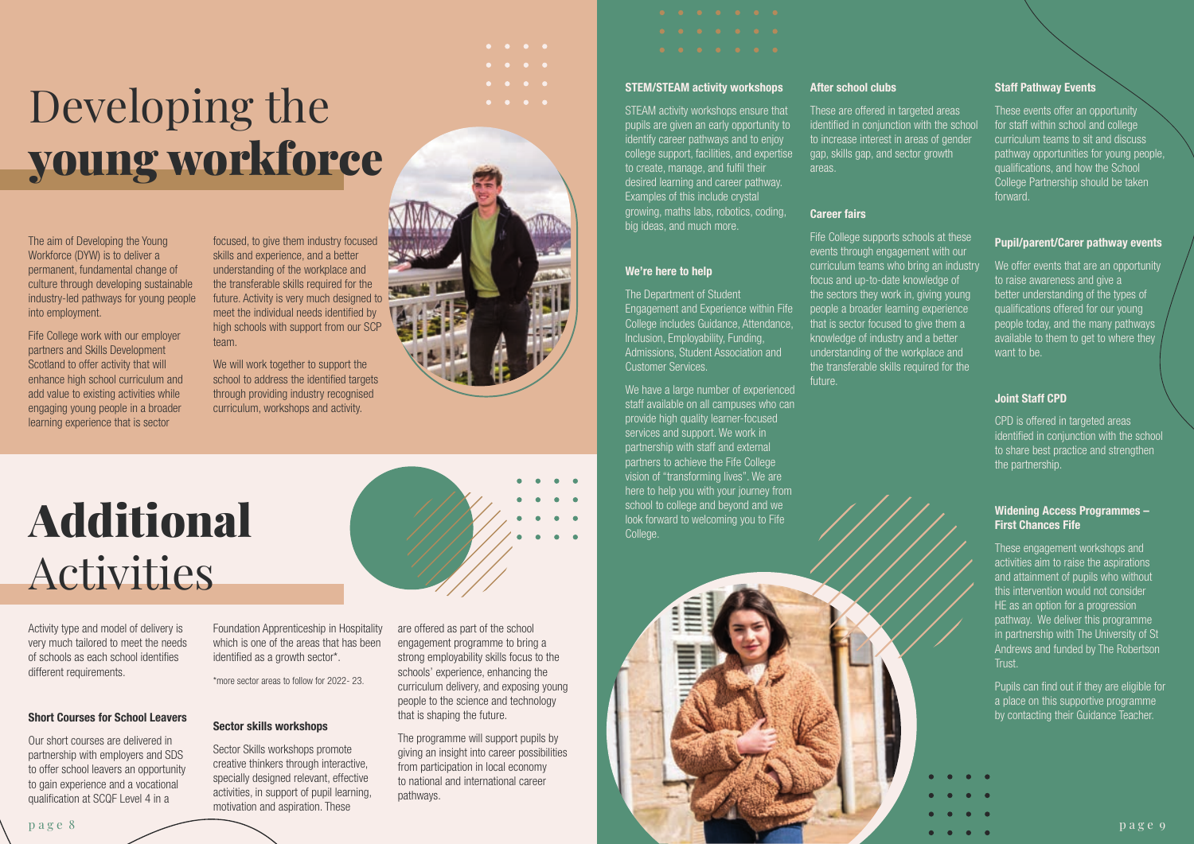# Developing the **young workforce**

The aim of Developing the Young Workforce (DYW) is to deliver a permanent, fundamental change of culture through developing sustainable industry-led pathways for young people into employment.

Fife College work with our employer partners and Skills Development Scotland to offer activity that will enhance high school curriculum and add value to existing activities while engaging young people in a broader learning experience that is sector focused, to give them industry focused skills and experience, and a better understanding of the workplace and the transferable skills required for the future. Activity is very much designed to meet the individual needs identified by high schools with support from our SCP team.

We will work together to support the school to address the identified targets through providing industry recognised curriculum, workshops and activity.

# **Additional** Activities

Activity type and model of delivery is very much tailored to meet the needs of schools as each school identifies different requirements.

### Short Courses for School Leavers

Our short courses are delivered in partnership with employers and SDS to offer school leavers an opportunity to gain experience and a vocational qualification at SCQF Level 4 in a Foundation Apprenticeship in Hospitality which is one of the areas that has been identified as a growth sector*.

*more sector areas to follow for 2022- 23.

### Sector skills workshops

Sector Skills workshops promote creative thinkers through interactive, specially designed relevant, effective activities, in support of pupil learning, motivation and aspiration. These are offered as part of the school engagement programme to bring a strong employability skills focus to the schools' experience, enhancing the curriculum delivery, and exposing young people to the science and technology that is shaping the future.

The programme will support pupils by giving an insight into career possibilities from participation in local economy to national and international career pathways.

### STEM/STEAM activity workshops

STEAM activity workshops ensure that pupils are given an early opportunity to identify career pathways and to enjoy college support, facilities, and expertise to create, manage, and fulfil their desired learning and career pathway. Examples of this include crystal growing, maths labs, robotics, coding, big ideas, and much more.

### We're here to help

The Department of Student Engagement and Experience within Fife College includes Guidance, Attendance, Inclusion, Employability, Funding, Admissions, Student Association and Customer Services.

We have a large number of experienced staff available on all campuses who can provide high quality learner-focused services and support. We work in partnership with staff and external partners to achieve the Fife College vision of "transforming lives". We are here to help you with your journey from school to college and beyond and we look forward to welcoming you to Fife College.

### After school clubs

These are offered in targeted areas identified in conjunction with the school to increase interest in areas of gender gap, skills gap, and sector growth areas.

### Career fairs

Fife College supports schools at these events through engagement with our curriculum teams who bring an industry focus and up-to-date knowledge of the sectors they work in, giving young people a broader learning experience that is sector focused to give them a knowledge of industry and a better understanding of the workplace and the transferable skills required for the future.

### Staff Pathway Events

These events offer an opportunity for staff within school and college curriculum teams to sit and discuss pathway opportunities for young people, qualifications, and how the School College Partnership should be taken forward.

### Pupil/parent/Carer pathway events

We offer events that are an opportunity to raise awareness and give a better understanding of the types of qualifications offered for our young people today, and the many pathways available to them to get to where they want to be.

### Joint Staff CPD

CPD is offered in targeted areas identified in conjunction with the school to share best practice and strengthen the partnership.

### Widening Access Programmes – First Chances Fife

These engagement workshops and activities aim to raise the aspirations and attainment of pupils who without this intervention would not consider HE as an option for a progression pathway. We deliver this programme in partnership with The University of St Andrews and funded by The Robertson Trust.

Pupils can find out if they are eligible for a place on this supportive programme by contacting their Guidance Teacher.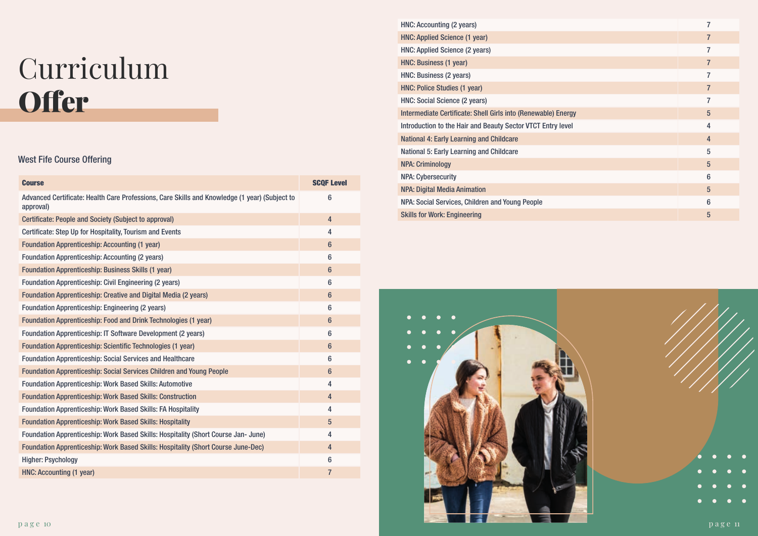# Curriculum **Offer**

## West Fife Course Offering

| Course | SCQF Level |
|---|---|
| Advanced Certificate: Health Care Professions, Care Skills and Knowledge (1 year) (Subject to approval) | 6 |
| Certificate: People and Society (Subject to approval) | 4 |
| Certificate: Step Up for Hospitality, Tourism and Events | 4 |
| Foundation Apprenticeship: Accounting (1 year) | 6 |
| Foundation Apprenticeship: Accounting (2 years) | 6 |
| Foundation Apprenticeship: Business Skills (1 year) | 6 |
| Foundation Apprenticeship: Civil Engineering (2 years) | 6 |
| Foundation Apprenticeship: Creative and Digital Media (2 years) | 6 |
| Foundation Apprenticeship: Engineering (2 years) | 6 |
| Foundation Apprenticeship: Food and Drink Technologies (1 year) | 6 |
| Foundation Apprenticeship: IT Software Development (2 years) | 6 |
| Foundation Apprenticeship: Scientific Technologies (1 year) | 6 |
| Foundation Apprenticeship: Social Services and Healthcare | 6 |
| Foundation Apprenticeship: Social Services Children and Young People | 6 |
| Foundation Apprenticeship: Work Based Skills: Automotive | 4 |
| Foundation Apprenticeship: Work Based Skills: Construction | 4 |
| Foundation Apprenticeship: Work Based Skills: FA Hospitality | 4 |
| Foundation Apprenticeship: Work Based Skills: Hospitality | 5 |
| Foundation Apprenticeship: Work Based Skills: Hospitality (Short Course Jan- June) | 4 |
| Foundation Apprenticeship: Work Based Skills: Hospitality (Short Course June-Dec) | 4 |
| Higher: Psychology | 6 |
| HNC: Accounting (1 year) | 7 |
| HNC: Accounting (2 years) | 7 |
| HNC: Applied Science (1 year) | 7 |
| HNC: Applied Science (2 years) | 7 |
| HNC: Business (1 year) | 7 |
| HNC: Business (2 years) | 7 |
| HNC: Police Studies (1 year) | 7 |
| HNC: Social Science (2 years) | 7 |
| Intermediate Certificate: Shell Girls into (Renewable) Energy | 5 |
| Introduction to the Hair and Beauty Sector VTCT Entry level | 4 |
| National 4: Early Learning and Childcare | 4 |
| National 5: Early Learning and Childcare | 5 |
| NPA: Criminology | 5 |
| NPA: Cybersecurity | 6 |
| NPA: Digital Media Animation | 5 |
| NPA: Social Services, Children and Young People | 6 |
| Skills for Work: Engineering | 5 |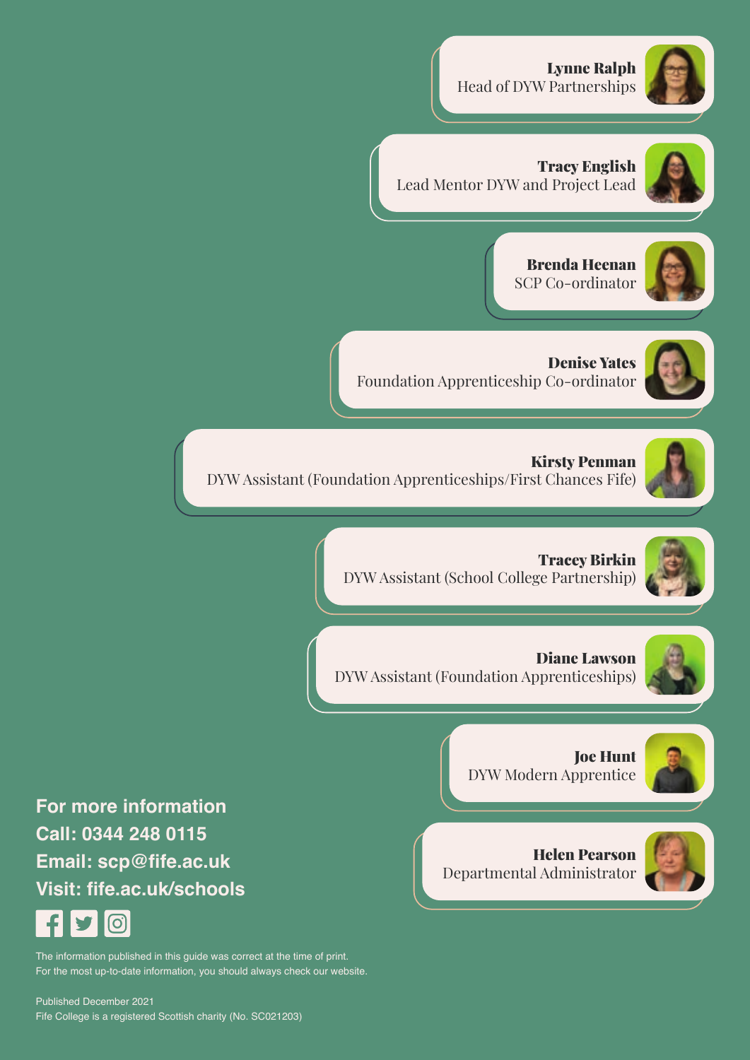**Lynne Ralph**
Head of DYW Partnerships

**Tracy English**
Lead Mentor DYW and Project Lead

**Brenda Heenan**
SCP Co-ordinator

**Denise Yates**
Foundation Apprenticeship Co-ordinator

**Kirsty Penman**
DYW Assistant (Foundation Apprenticeships/First Chances Fife)

**Tracey Birkin**
DYW Assistant (School College Partnership)

**Diane Lawson**
DYW Assistant (Foundation Apprenticeships)

**Joe Hunt**
DYW Modern Apprentice

**Helen Pearson**
Departmental Administrator

**For more information**
**Call: 0344 248 0115**
**Email: scp@fife.ac.uk**
**Visit: fife.ac.uk/schools**

The information published in this guide was correct at the time of print.
For the most up-to-date information, you should always check our website.

Published December 2021
Fife College is a registered Scottish charity (No. SC021203)